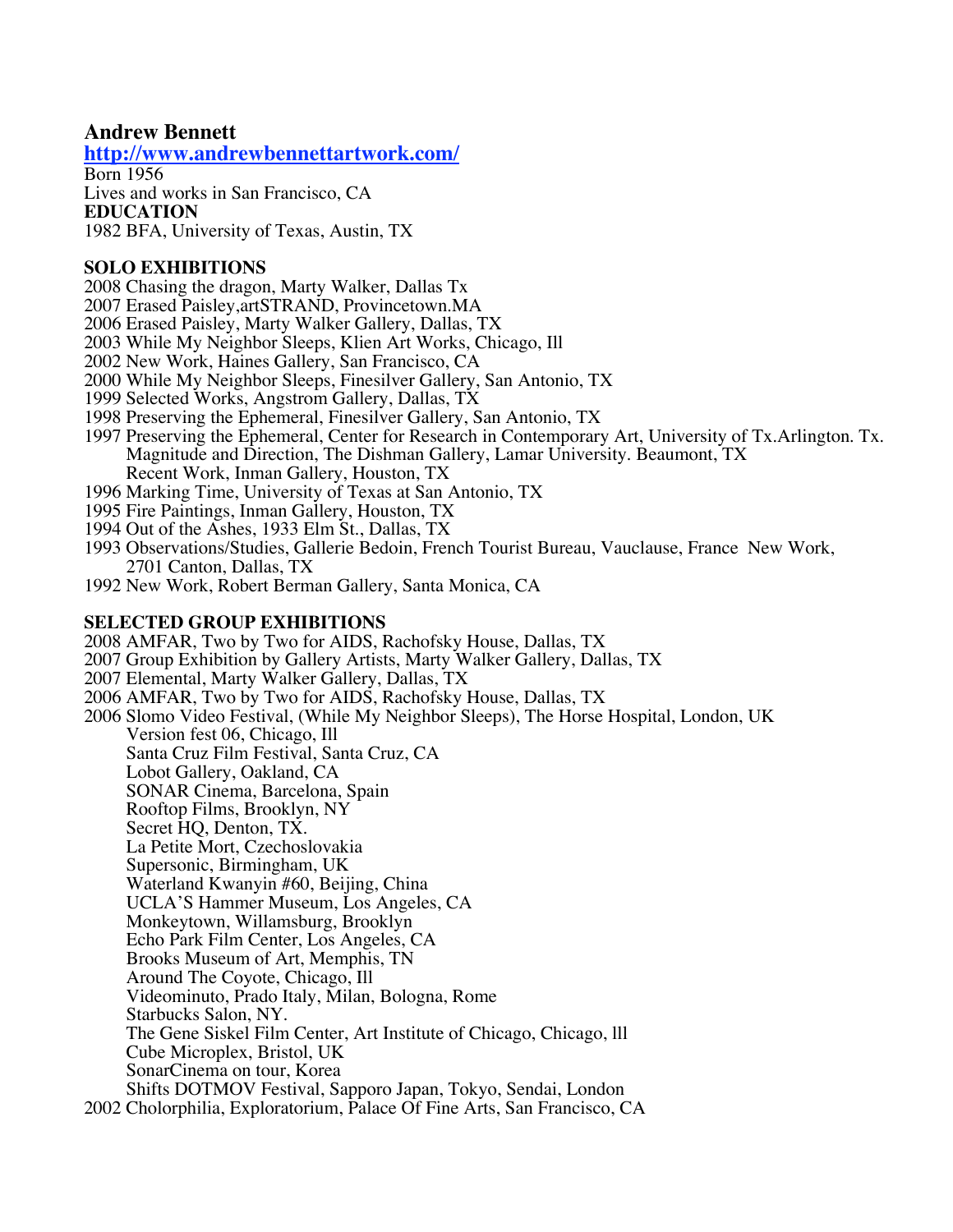# Andrew Bennett

**http://www.andrewbennettartwork.com/**

Born 1956
Lives and works in San Francisco, CA

**EDUCATION**

1982 BFA, University of Texas, Austin, TX

## SOLO EXHIBITIONS

2008 Chasing the dragon, Marty Walker, Dallas Tx
2007 Erased Paisley,artSTRAND, Provincetown.MA
2006 Erased Paisley, Marty Walker Gallery, Dallas, TX
2003 While My Neighbor Sleeps, Klien Art Works, Chicago, Ill
2002 New Work, Haines Gallery, San Francisco, CA
2000 While My Neighbor Sleeps, Finesilver Gallery, San Antonio, TX
1999 Selected Works, Angstrom Gallery, Dallas, TX
1998 Preserving the Ephemeral, Finesilver Gallery, San Antonio, TX
1997 Preserving the Ephemeral, Center for Research in Contemporary Art, University of Tx.Arlington. Tx.
    Magnitude and Direction, The Dishman Gallery, Lamar University. Beaumont, TX
    Recent Work, Inman Gallery, Houston, TX
1996 Marking Time, University of Texas at San Antonio, TX
1995 Fire Paintings, Inman Gallery, Houston, TX
1994 Out of the Ashes, 1933 Elm St., Dallas, TX
1993 Observations/Studies, Gallerie Bedoin, French Tourist Bureau, Vauclause, France New Work,
    2701 Canton, Dallas, TX
1992 New Work, Robert Berman Gallery, Santa Monica, CA

## SELECTED GROUP EXHIBITIONS

2008 AMFAR, Two by Two for AIDS, Rachofsky House, Dallas, TX
2007 Group Exhibition by Gallery Artists, Marty Walker Gallery, Dallas, TX
2007 Elemental, Marty Walker Gallery, Dallas, TX
2006 AMFAR, Two by Two for AIDS, Rachofsky House, Dallas, TX
2006 Slomo Video Festival, (While My Neighbor Sleeps), The Horse Hospital, London, UK
    Version fest 06, Chicago, Ill
    Santa Cruz Film Festival, Santa Cruz, CA
    Lobot Gallery, Oakland, CA
    SONAR Cinema, Barcelona, Spain
    Rooftop Films, Brooklyn, NY
    Secret HQ, Denton, TX.
    La Petite Mort, Czechoslovakia
    Supersonic, Birmingham, UK
    Waterland Kwanyin #60, Beijing, China
    UCLA'S Hammer Museum, Los Angeles, CA
    Monkeytown, Willamsburg, Brooklyn
    Echo Park Film Center, Los Angeles, CA
    Brooks Museum of Art, Memphis, TN
    Around The Coyote, Chicago, Ill
    Videominuto, Prado Italy, Milan, Bologna, Rome
    Starbucks Salon, NY.
    The Gene Siskel Film Center, Art Institute of Chicago, Chicago, lll
    Cube Microplex, Bristol, UK
    SonarCinema on tour, Korea
    Shifts DOTMOV Festival, Sapporo Japan, Tokyo, Sendai, London
2002 Cholorphilia, Exploratorium, Palace Of Fine Arts, San Francisco, CA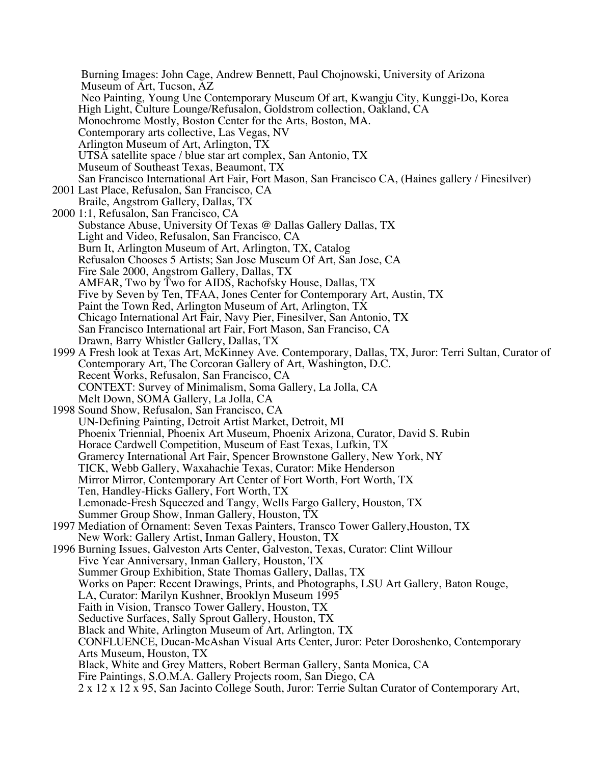Burning Images: John Cage, Andrew Bennett, Paul Chojnowski, University of Arizona Museum of Art, Tucson, AZ
Neo Painting, Young Une Contemporary Museum Of art, Kwangju City, Kunggi-Do, Korea
High Light, Culture Lounge/Refusalon, Goldstrom collection, Oakland, CA
Monochrome Mostly, Boston Center for the Arts, Boston, MA.
Contemporary arts collective, Las Vegas, NV
Arlington Museum of Art, Arlington, TX
UTSA satellite space / blue star art complex, San Antonio, TX
Museum of Southeast Texas, Beaumont, TX
San Francisco International Art Fair, Fort Mason, San Francisco CA, (Haines gallery / Finesilver)

2001 Last Place, Refusalon, San Francisco, CA
Braile, Angstrom Gallery, Dallas, TX

2000 1:1, Refusalon, San Francisco, CA
Substance Abuse, University Of Texas @ Dallas Gallery Dallas, TX
Light and Video, Refusalon, San Francisco, CA
Burn It, Arlington Museum of Art, Arlington, TX, Catalog
Refusalon Chooses 5 Artists; San Jose Museum Of Art, San Jose, CA
Fire Sale 2000, Angstrom Gallery, Dallas, TX
AMFAR, Two by Two for AIDS, Rachofsky House, Dallas, TX
Five by Seven by Ten, TFAA, Jones Center for Contemporary Art, Austin, TX
Paint the Town Red, Arlington Museum of Art, Arlington, TX
Chicago International Art Fair, Navy Pier, Finesilver, San Antonio, TX
San Francisco International art Fair, Fort Mason, San Franciso, CA
Drawn, Barry Whistler Gallery, Dallas, TX

1999 A Fresh look at Texas Art, McKinney Ave. Contemporary, Dallas, TX, Juror: Terri Sultan, Curator of Contemporary Art, The Corcoran Gallery of Art, Washington, D.C.
Recent Works, Refusalon, San Francisco, CA
CONTEXT: Survey of Minimalism, Soma Gallery, La Jolla, CA
Melt Down, SOMA Gallery, La Jolla, CA

1998 Sound Show, Refusalon, San Francisco, CA
UN-Defining Painting, Detroit Artist Market, Detroit, MI
Phoenix Triennial, Phoenix Art Museum, Phoenix Arizona, Curator, David S. Rubin
Horace Cardwell Competition, Museum of East Texas, Lufkin, TX
Gramercy International Art Fair, Spencer Brownstone Gallery, New York, NY
TICK, Webb Gallery, Waxahachie Texas, Curator: Mike Henderson
Mirror Mirror, Contemporary Art Center of Fort Worth, Fort Worth, TX
Ten, Handley-Hicks Gallery, Fort Worth, TX
Lemonade-Fresh Squeezed and Tangy, Wells Fargo Gallery, Houston, TX
Summer Group Show, Inman Gallery, Houston, TX

1997 Mediation of Ornament: Seven Texas Painters, Transco Tower Gallery,Houston, TX
New Work: Gallery Artist, Inman Gallery, Houston, TX

1996 Burning Issues, Galveston Arts Center, Galveston, Texas, Curator: Clint Willour
Five Year Anniversary, Inman Gallery, Houston, TX
Summer Group Exhibition, State Thomas Gallery, Dallas, TX
Works on Paper: Recent Drawings, Prints, and Photographs, LSU Art Gallery, Baton Rouge, LA, Curator: Marilyn Kushner, Brooklyn Museum 1995
Faith in Vision, Transco Tower Gallery, Houston, TX
Seductive Surfaces, Sally Sprout Gallery, Houston, TX
Black and White, Arlington Museum of Art, Arlington, TX
CONFLUENCE, Ducan-McAshan Visual Arts Center, Juror: Peter Doroshenko, Contemporary Arts Museum, Houston, TX
Black, White and Grey Matters, Robert Berman Gallery, Santa Monica, CA
Fire Paintings, S.O.M.A. Gallery Projects room, San Diego, CA
2 x 12 x 12 x 95, San Jacinto College South, Juror: Terrie Sultan Curator of Contemporary Art,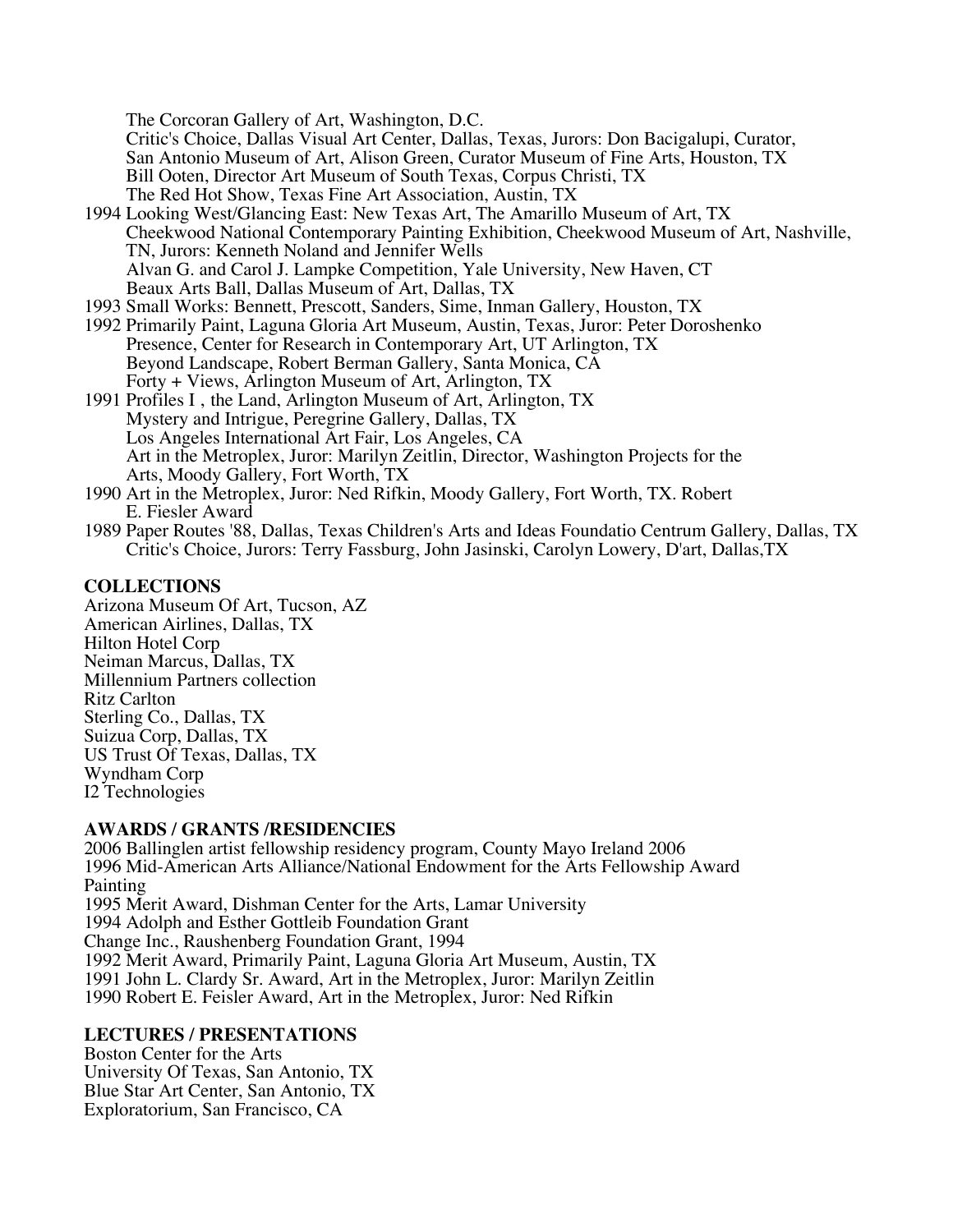The Corcoran Gallery of Art, Washington, D.C.
Critic's Choice, Dallas Visual Art Center, Dallas, Texas, Jurors: Don Bacigalupi, Curator, San Antonio Museum of Art, Alison Green, Curator Museum of Fine Arts, Houston, TX Bill Ooten, Director Art Museum of South Texas, Corpus Christi, TX
The Red Hot Show, Texas Fine Art Association, Austin, TX

1994 Looking West/Glancing East: New Texas Art, The Amarillo Museum of Art, TX
Cheekwood National Contemporary Painting Exhibition, Cheekwood Museum of Art, Nashville, TN, Jurors: Kenneth Noland and Jennifer Wells
Alvan G. and Carol J. Lampke Competition, Yale University, New Haven, CT
Beaux Arts Ball, Dallas Museum of Art, Dallas, TX

1993 Small Works: Bennett, Prescott, Sanders, Sime, Inman Gallery, Houston, TX

1992 Primarily Paint, Laguna Gloria Art Museum, Austin, Texas, Juror: Peter Doroshenko
Presence, Center for Research in Contemporary Art, UT Arlington, TX
Beyond Landscape, Robert Berman Gallery, Santa Monica, CA
Forty + Views, Arlington Museum of Art, Arlington, TX

1991 Profiles I , the Land, Arlington Museum of Art, Arlington, TX
Mystery and Intrigue, Peregrine Gallery, Dallas, TX
Los Angeles International Art Fair, Los Angeles, CA
Art in the Metroplex, Juror: Marilyn Zeitlin, Director, Washington Projects for the Arts, Moody Gallery, Fort Worth, TX

1990 Art in the Metroplex, Juror: Ned Rifkin, Moody Gallery, Fort Worth, TX. Robert E. Fiesler Award

1989 Paper Routes '88, Dallas, Texas Children's Arts and Ideas Foundatio Centrum Gallery, Dallas, TX
Critic's Choice, Jurors: Terry Fassburg, John Jasinski, Carolyn Lowery, D'art, Dallas,TX

**COLLECTIONS**

Arizona Museum Of Art, Tucson, AZ
American Airlines, Dallas, TX
Hilton Hotel Corp
Neiman Marcus, Dallas, TX
Millennium Partners collection
Ritz Carlton
Sterling Co., Dallas, TX
Suizua Corp, Dallas, TX
US Trust Of Texas, Dallas, TX
Wyndham Corp
I2 Technologies

**AWARDS / GRANTS /RESIDENCIES**

2006 Ballinglen artist fellowship residency program, County Mayo Ireland 2006
1996 Mid-American Arts Alliance/National Endowment for the Arts Fellowship Award Painting
1995 Merit Award, Dishman Center for the Arts, Lamar University
1994 Adolph and Esther Gottleib Foundation Grant
Change Inc., Raushenberg Foundation Grant, 1994
1992 Merit Award, Primarily Paint, Laguna Gloria Art Museum, Austin, TX
1991 John L. Clardy Sr. Award, Art in the Metroplex, Juror: Marilyn Zeitlin
1990 Robert E. Feisler Award, Art in the Metroplex, Juror: Ned Rifkin

**LECTURES / PRESENTATIONS**

Boston Center for the Arts
University Of Texas, San Antonio, TX
Blue Star Art Center, San Antonio, TX
Exploratorium, San Francisco, CA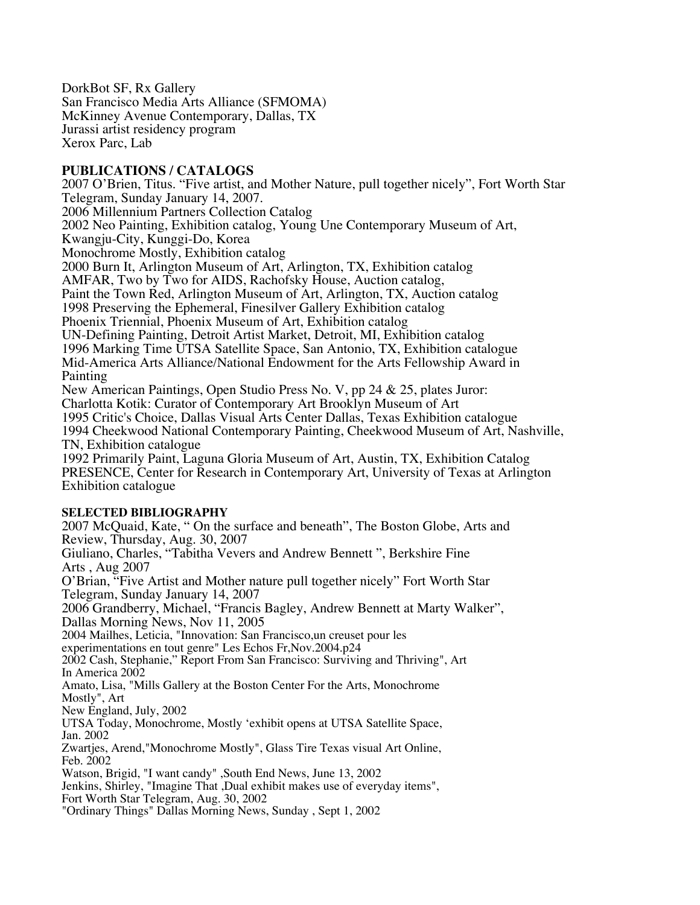DorkBot SF, Rx Gallery
San Francisco Media Arts Alliance (SFMOMA)
McKinney Avenue Contemporary, Dallas, TX
Jurassi artist residency program
Xerox Parc, Lab

**PUBLICATIONS / CATALOGS**

2007 O'Brien, Titus. "Five artist, and Mother Nature, pull together nicely", Fort Worth Star Telegram, Sunday January 14, 2007.
2006 Millennium Partners Collection Catalog
2002 Neo Painting, Exhibition catalog, Young Une Contemporary Museum of Art, Kwangju-City, Kunggi-Do, Korea
Monochrome Mostly, Exhibition catalog
2000 Burn It, Arlington Museum of Art, Arlington, TX, Exhibition catalog
AMFAR, Two by Two for AIDS, Rachofsky House, Auction catalog,
Paint the Town Red, Arlington Museum of Art, Arlington, TX, Auction catalog
1998 Preserving the Ephemeral, Finesilver Gallery Exhibition catalog
Phoenix Triennial, Phoenix Museum of Art, Exhibition catalog
UN-Defining Painting, Detroit Artist Market, Detroit, MI, Exhibition catalog
1996 Marking Time UTSA Satellite Space, San Antonio, TX, Exhibition catalogue
Mid-America Arts Alliance/National Endowment for the Arts Fellowship Award in Painting
New American Paintings, Open Studio Press No. V, pp 24 & 25, plates Juror: Charlotta Kotik: Curator of Contemporary Art Brooklyn Museum of Art
1995 Critic's Choice, Dallas Visual Arts Center Dallas, Texas Exhibition catalogue
1994 Cheekwood National Contemporary Painting, Cheekwood Museum of Art, Nashville, TN, Exhibition catalogue
1992 Primarily Paint, Laguna Gloria Museum of Art, Austin, TX, Exhibition Catalog
PRESENCE, Center for Research in Contemporary Art, University of Texas at Arlington Exhibition catalogue

**SELECTED BIBLIOGRAPHY**

2007 McQuaid, Kate, " On the surface and beneath", The Boston Globe, Arts and Review, Thursday, Aug. 30, 2007
Giuliano, Charles, "Tabitha Vevers and Andrew Bennett ", Berkshire Fine Arts , Aug 2007
O'Brian, "Five Artist and Mother nature pull together nicely" Fort Worth Star Telegram, Sunday January 14, 2007
2006 Grandberry, Michael, "Francis Bagley, Andrew Bennett at Marty Walker", Dallas Morning News, Nov 11, 2005
2004 Mailhes, Leticia, "Innovation: San Francisco,un creuset pour les experimentations en tout genre" Les Echos Fr,Nov.2004.p24
2002 Cash, Stephanie," Report From San Francisco: Surviving and Thriving", Art In America 2002
Amato, Lisa, "Mills Gallery at the Boston Center For the Arts, Monochrome Mostly", Art New England, July, 2002
UTSA Today, Monochrome, Mostly 'exhibit opens at UTSA Satellite Space, Jan. 2002
Zwartjes, Arend,"Monochrome Mostly", Glass Tire Texas visual Art Online, Feb. 2002
Watson, Brigid, "I want candy" ,South End News, June 13, 2002
Jenkins, Shirley, "Imagine That ,Dual exhibit makes use of everyday items", Fort Worth Star Telegram, Aug. 30, 2002
"Ordinary Things" Dallas Morning News, Sunday , Sept 1, 2002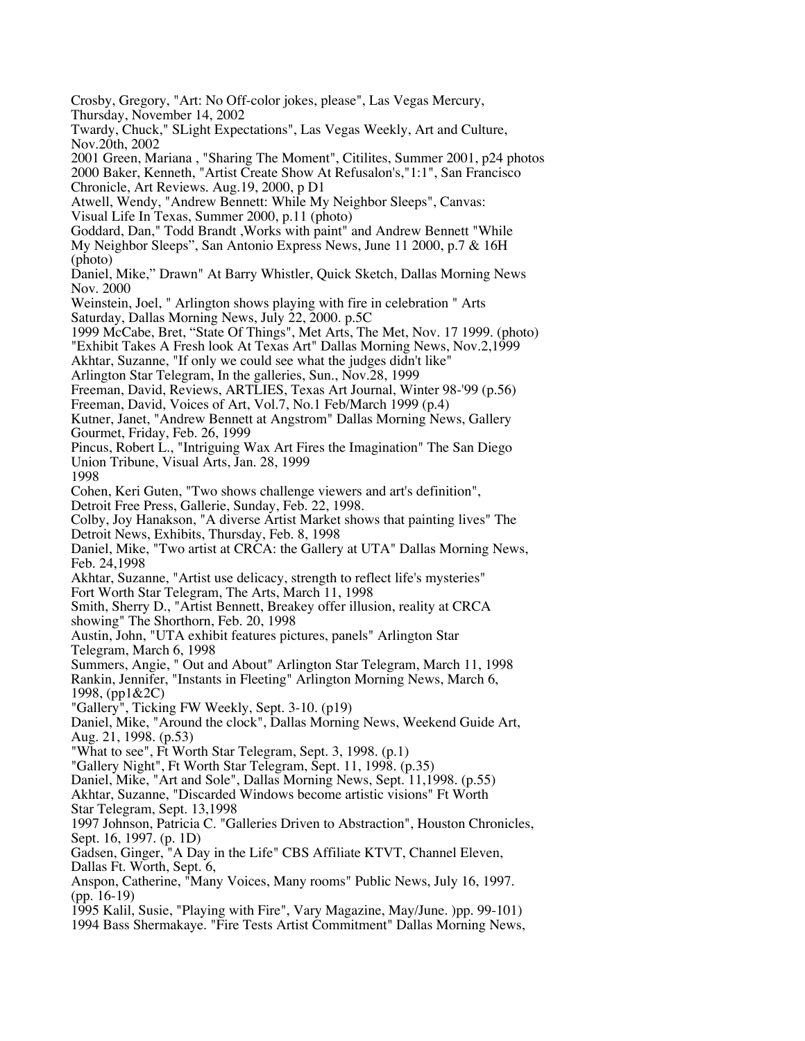Crosby, Gregory, "Art: No Off-color jokes, please", Las Vegas Mercury, Thursday, November 14, 2002

Twardy, Chuck," SLight Expectations", Las Vegas Weekly, Art and Culture, Nov.20th, 2002

2001 Green, Mariana , "Sharing The Moment", Citilites, Summer 2001, p24 photos

2000 Baker, Kenneth, "Artist Create Show At Refusalon's,"1:1", San Francisco Chronicle, Art Reviews. Aug.19, 2000, p D1

Atwell, Wendy, "Andrew Bennett: While My Neighbor Sleeps", Canvas: Visual Life In Texas, Summer 2000, p.11 (photo)

Goddard, Dan," Todd Brandt ,Works with paint" and Andrew Bennett "While My Neighbor Sleeps", San Antonio Express News, June 11 2000, p.7 & 16H (photo)

Daniel, Mike," Drawn" At Barry Whistler, Quick Sketch, Dallas Morning News Nov. 2000

Weinstein, Joel, " Arlington shows playing with fire in celebration " Arts Saturday, Dallas Morning News, July 22, 2000. p.5C

1999 McCabe, Bret, "State Of Things", Met Arts, The Met, Nov. 17 1999. (photo)

"Exhibit Takes A Fresh look At Texas Art" Dallas Morning News, Nov.2,1999

Akhtar, Suzanne, "If only we could see what the judges didn't like" Arlington Star Telegram, In the galleries, Sun., Nov.28, 1999

Freeman, David, Reviews, ARTLIES, Texas Art Journal, Winter 98-'99 (p.56)

Freeman, David, Voices of Art, Vol.7, No.1 Feb/March 1999 (p.4)

Kutner, Janet, "Andrew Bennett at Angstrom" Dallas Morning News, Gallery Gourmet, Friday, Feb. 26, 1999

Pincus, Robert L., "Intriguing Wax Art Fires the Imagination" The San Diego Union Tribune, Visual Arts, Jan. 28, 1999

1998

Cohen, Keri Guten, "Two shows challenge viewers and art's definition", Detroit Free Press, Gallerie, Sunday, Feb. 22, 1998.

Colby, Joy Hanakson, "A diverse Artist Market shows that painting lives" The Detroit News, Exhibits, Thursday, Feb. 8, 1998

Daniel, Mike, "Two artist at CRCA: the Gallery at UTA" Dallas Morning News, Feb. 24,1998

Akhtar, Suzanne, "Artist use delicacy, strength to reflect life's mysteries" Fort Worth Star Telegram, The Arts, March 11, 1998

Smith, Sherry D., "Artist Bennett, Breakey offer illusion, reality at CRCA showing" The Shorthorn, Feb. 20, 1998

Austin, John, "UTA exhibit features pictures, panels" Arlington Star Telegram, March 6, 1998

Summers, Angie, " Out and About" Arlington Star Telegram, March 11, 1998

Rankin, Jennifer, "Instants in Fleeting" Arlington Morning News, March 6, 1998, (pp1&2C)

"Gallery", Ticking FW Weekly, Sept. 3-10. (p19)

Daniel, Mike, "Around the clock", Dallas Morning News, Weekend Guide Art, Aug. 21, 1998. (p.53)

"What to see", Ft Worth Star Telegram, Sept. 3, 1998. (p.1)

"Gallery Night", Ft Worth Star Telegram, Sept. 11, 1998. (p.35)

Daniel, Mike, "Art and Sole", Dallas Morning News, Sept. 11,1998. (p.55)

Akhtar, Suzanne, "Discarded Windows become artistic visions" Ft Worth Star Telegram, Sept. 13,1998

1997 Johnson, Patricia C. "Galleries Driven to Abstraction", Houston Chronicles, Sept. 16, 1997. (p. 1D)

Gadsen, Ginger, "A Day in the Life" CBS Affiliate KTVT, Channel Eleven, Dallas Ft. Worth, Sept. 6,

Anspon, Catherine, "Many Voices, Many rooms" Public News, July 16, 1997. (pp. 16-19)

1995 Kalil, Susie, "Playing with Fire", Vary Magazine, May/June. )pp. 99-101)

1994 Bass Shermakaye. "Fire Tests Artist Commitment" Dallas Morning News,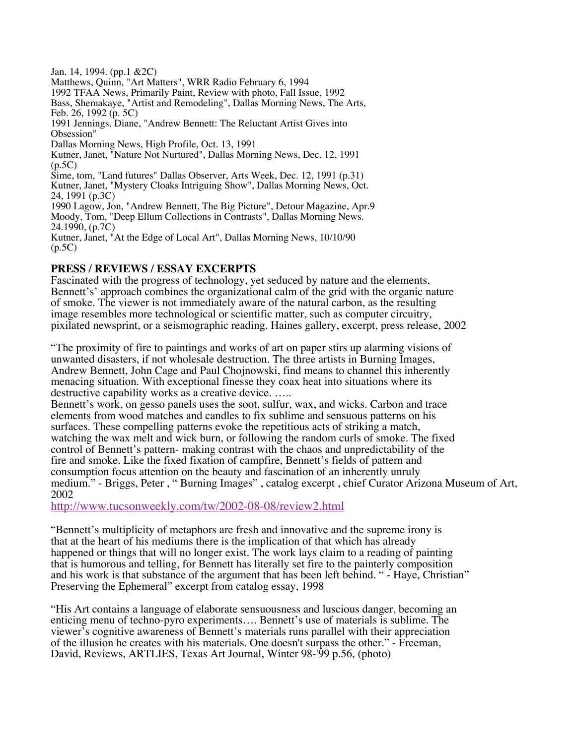Jan. 14, 1994. (pp.1 &2C)
Matthews, Quinn, "Art Matters", WRR Radio February 6, 1994
1992 TFAA News, Primarily Paint, Review with photo, Fall Issue, 1992
Bass, Shemakaye, "Artist and Remodeling", Dallas Morning News, The Arts, Feb. 26, 1992 (p. 5C)
1991 Jennings, Diane, "Andrew Bennett: The Reluctant Artist Gives into Obsession"
Dallas Morning News, High Profile, Oct. 13, 1991
Kutner, Janet, "Nature Not Nurtured", Dallas Morning News, Dec. 12, 1991 (p.5C)
Sime, tom, "Land futures" Dallas Observer, Arts Week, Dec. 12, 1991 (p.31)
Kutner, Janet, "Mystery Cloaks Intriguing Show", Dallas Morning News, Oct. 24, 1991 (p.3C)
1990 Lagow, Jon, "Andrew Bennett, The Big Picture", Detour Magazine, Apr.9
Moody, Tom, "Deep Ellum Collections in Contrasts", Dallas Morning News. 24.1990, (p.7C)
Kutner, Janet, "At the Edge of Local Art", Dallas Morning News, 10/10/90 (p.5C)

**PRESS / REVIEWS / ESSAY EXCERPTS**

Fascinated with the progress of technology, yet seduced by nature and the elements, Bennett's' approach combines the organizational calm of the grid with the organic nature of smoke. The viewer is not immediately aware of the natural carbon, as the resulting image resembles more technological or scientific matter, such as computer circuitry, pixilated newsprint, or a seismographic reading. Haines gallery, excerpt, press release, 2002

"The proximity of fire to paintings and works of art on paper stirs up alarming visions of unwanted disasters, if not wholesale destruction. The three artists in Burning Images, Andrew Bennett, John Cage and Paul Chojnowski, find means to channel this inherently menacing situation. With exceptional finesse they coax heat into situations where its destructive capability works as a creative device. …..
Bennett's work, on gesso panels uses the soot, sulfur, wax, and wicks. Carbon and trace elements from wood matches and candles to fix sublime and sensuous patterns on his surfaces. These compelling patterns evoke the repetitious acts of striking a match, watching the wax melt and wick burn, or following the random curls of smoke. The fixed control of Bennett's pattern- making contrast with the chaos and unpredictability of the fire and smoke. Like the fixed fixation of campfire, Bennett's fields of pattern and consumption focus attention on the beauty and fascination of an inherently unruly medium." - Briggs, Peter , " Burning Images" , catalog excerpt , chief Curator Arizona Museum of Art, 2002
http://www.tucsonweekly.com/tw/2002-08-08/review2.html

"Bennett's multiplicity of metaphors are fresh and innovative and the supreme irony is that at the heart of his mediums there is the implication of that which has already happened or things that will no longer exist. The work lays claim to a reading of painting that is humorous and telling, for Bennett has literally set fire to the painterly composition and his work is that substance of the argument that has been left behind. " - Haye, Christian" Preserving the Ephemeral" excerpt from catalog essay, 1998

"His Art contains a language of elaborate sensuousness and luscious danger, becoming an enticing menu of techno-pyro experiments…. Bennett's use of materials is sublime. The viewer's cognitive awareness of Bennett's materials runs parallel with their appreciation of the illusion he creates with his materials. One doesn't surpass the other." - Freeman, David, Reviews, ARTLIES, Texas Art Journal, Winter 98-'99 p.56, (photo)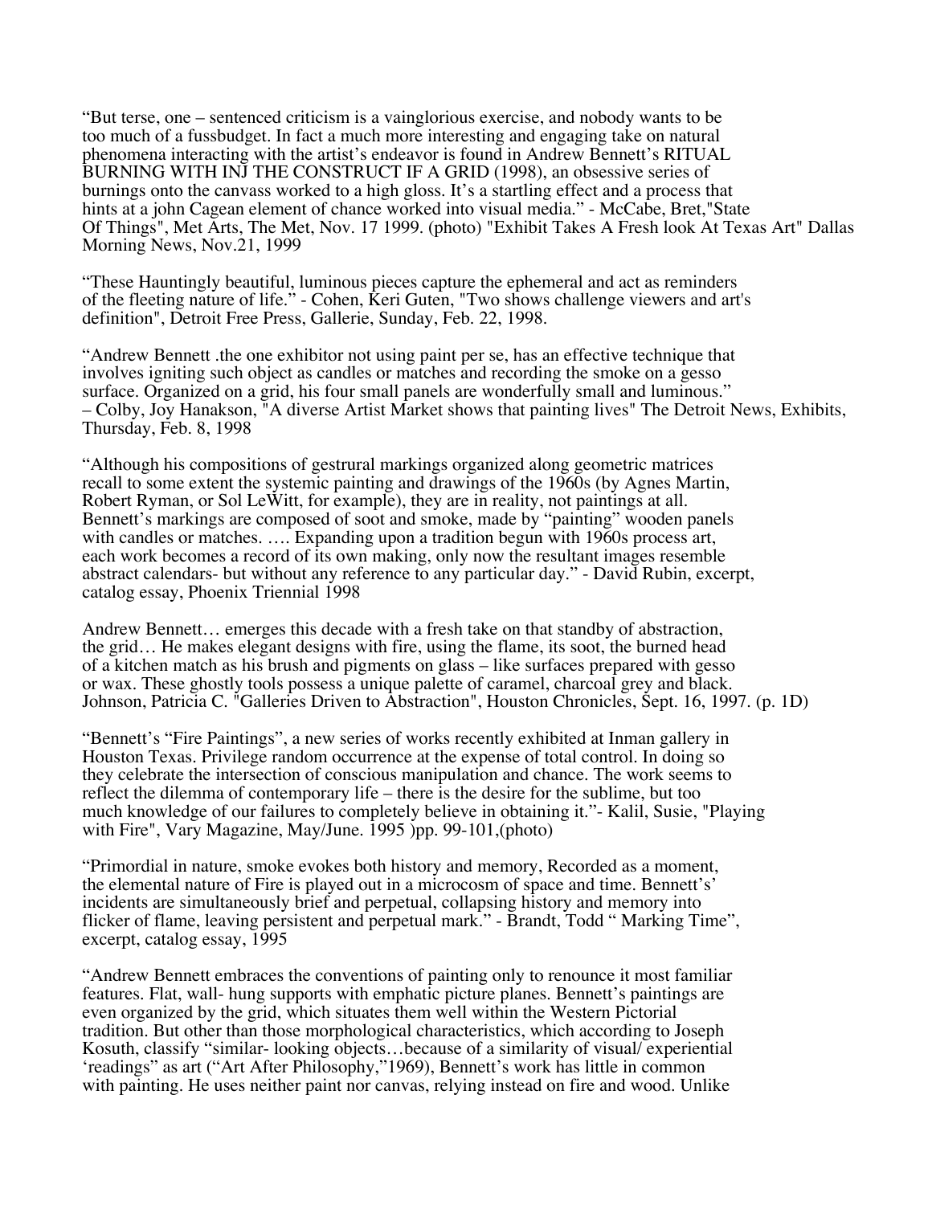“But terse, one – sentenced criticism is a vainglorious exercise, and nobody wants to be too much of a fussbudget. In fact a much more interesting and engaging take on natural phenomena interacting with the artist’s endeavor is found in Andrew Bennett’s RITUAL BURNING WITH INJ THE CONSTRUCT IF A GRID (1998), an obsessive series of burnings onto the canvass worked to a high gloss. It’s a startling effect and a process that hints at a john Cagean element of chance worked into visual media.” - McCabe, Bret,"State Of Things", Met Arts, The Met, Nov. 17 1999. (photo) "Exhibit Takes A Fresh look At Texas Art" Dallas Morning News, Nov.21, 1999

“These Hauntingly beautiful, luminous pieces capture the ephemeral and act as reminders of the fleeting nature of life.” - Cohen, Keri Guten, "Two shows challenge viewers and art's definition", Detroit Free Press, Gallerie, Sunday, Feb. 22, 1998.

“Andrew Bennett .the one exhibitor not using paint per se, has an effective technique that involves igniting such object as candles or matches and recording the smoke on a gesso surface. Organized on a grid, his four small panels are wonderfully small and luminous.” – Colby, Joy Hanakson, "A diverse Artist Market shows that painting lives" The Detroit News, Exhibits, Thursday, Feb. 8, 1998

“Although his compositions of gestrural markings organized along geometric matrices recall to some extent the systemic painting and drawings of the 1960s (by Agnes Martin, Robert Ryman, or Sol LeWitt, for example), they are in reality, not paintings at all. Bennett’s markings are composed of soot and smoke, made by “painting” wooden panels with candles or matches. …. Expanding upon a tradition begun with 1960s process art, each work becomes a record of its own making, only now the resultant images resemble abstract calendars- but without any reference to any particular day.” - David Rubin, excerpt, catalog essay, Phoenix Triennial 1998

Andrew Bennett… emerges this decade with a fresh take on that standby of abstraction, the grid… He makes elegant designs with fire, using the flame, its soot, the burned head of a kitchen match as his brush and pigments on glass – like surfaces prepared with gesso or wax. These ghostly tools possess a unique palette of caramel, charcoal grey and black. Johnson, Patricia C. "Galleries Driven to Abstraction", Houston Chronicles, Sept. 16, 1997. (p. 1D)

“Bennett’s “Fire Paintings”, a new series of works recently exhibited at Inman gallery in Houston Texas. Privilege random occurrence at the expense of total control. In doing so they celebrate the intersection of conscious manipulation and chance. The work seems to reflect the dilemma of contemporary life – there is the desire for the sublime, but too much knowledge of our failures to completely believe in obtaining it.”- Kalil, Susie, "Playing with Fire", Vary Magazine, May/June. 1995 )pp. 99-101,(photo)

“Primordial in nature, smoke evokes both history and memory, Recorded as a moment, the elemental nature of Fire is played out in a microcosm of space and time. Bennett’s’ incidents are simultaneously brief and perpetual, collapsing history and memory into flicker of flame, leaving persistent and perpetual mark.” - Brandt, Todd “ Marking Time”, excerpt, catalog essay, 1995

“Andrew Bennett embraces the conventions of painting only to renounce it most familiar features. Flat, wall- hung supports with emphatic picture planes. Bennett’s paintings are even organized by the grid, which situates them well within the Western Pictorial tradition. But other than those morphological characteristics, which according to Joseph Kosuth, classify “similar- looking objects…because of a similarity of visual/ experiential ‘readings” as art (“Art After Philosophy,”1969), Bennett’s work has little in common with painting. He uses neither paint nor canvas, relying instead on fire and wood. Unlike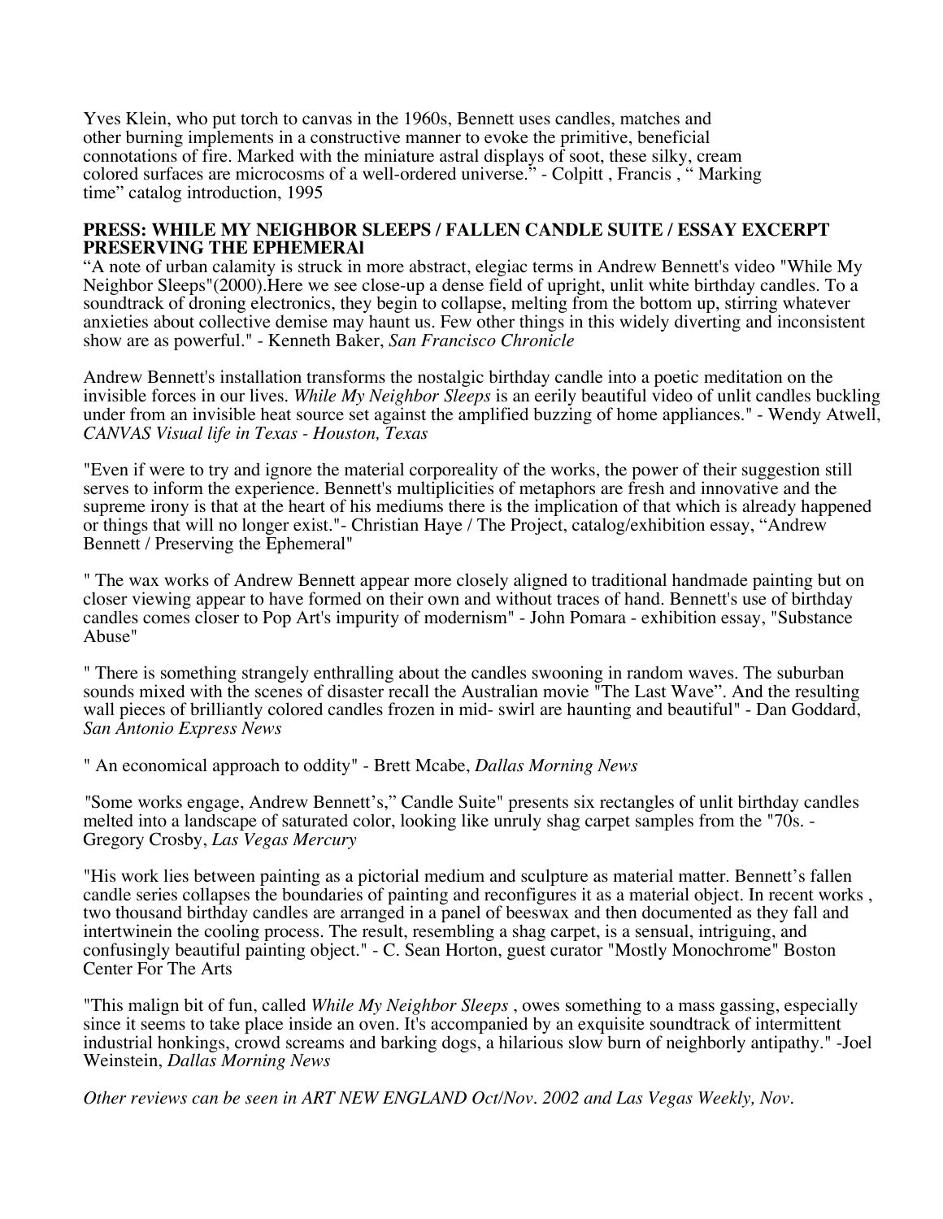Yves Klein, who put torch to canvas in the 1960s, Bennett uses candles, matches and other burning implements in a constructive manner to evoke the primitive, beneficial connotations of fire. Marked with the miniature astral displays of soot, these silky, cream colored surfaces are microcosms of a well-ordered universe." - Colpitt , Francis , " Marking time" catalog introduction, 1995

**PRESS: WHILE MY NEIGHBOR SLEEPS / FALLEN CANDLE SUITE / ESSAY EXCERPT PRESERVING THE EPHEMERAl**

"A note of urban calamity is struck in more abstract, elegiac terms in Andrew Bennett's video "While My Neighbor Sleeps"(2000).Here we see close-up a dense field of upright, unlit white birthday candles. To a soundtrack of droning electronics, they begin to collapse, melting from the bottom up, stirring whatever anxieties about collective demise may haunt us. Few other things in this widely diverting and inconsistent show are as powerful." - Kenneth Baker, *San Francisco Chronicle*

Andrew Bennett's installation transforms the nostalgic birthday candle into a poetic meditation on the invisible forces in our lives. *While My Neighbor Sleeps* is an eerily beautiful video of unlit candles buckling under from an invisible heat source set against the amplified buzzing of home appliances." - Wendy Atwell, *CANVAS Visual life in Texas - Houston, Texas*

"Even if were to try and ignore the material corporeality of the works, the power of their suggestion still serves to inform the experience. Bennett's multiplicities of metaphors are fresh and innovative and the supreme irony is that at the heart of his mediums there is the implication of that which is already happened or things that will no longer exist."- Christian Haye / The Project, catalog/exhibition essay, "Andrew Bennett / Preserving the Ephemeral"

" The wax works of Andrew Bennett appear more closely aligned to traditional handmade painting but on closer viewing appear to have formed on their own and without traces of hand. Bennett's use of birthday candles comes closer to Pop Art's impurity of modernism" - John Pomara - exhibition essay, "Substance Abuse"

" There is something strangely enthralling about the candles swooning in random waves. The suburban sounds mixed with the scenes of disaster recall the Australian movie "The Last Wave". And the resulting wall pieces of brilliantly colored candles frozen in mid- swirl are haunting and beautiful" - Dan Goddard, *San Antonio Express News*

" An economical approach to oddity" - Brett Mcabe, *Dallas Morning News*

"Some works engage, Andrew Bennett's," Candle Suite" presents six rectangles of unlit birthday candles melted into a landscape of saturated color, looking like unruly shag carpet samples from the "70s. - Gregory Crosby, *Las Vegas Mercury*

"His work lies between painting as a pictorial medium and sculpture as material matter. Bennett's fallen candle series collapses the boundaries of painting and reconfigures it as a material object. In recent works , two thousand birthday candles are arranged in a panel of beeswax and then documented as they fall and intertwinein the cooling process. The result, resembling a shag carpet, is a sensual, intriguing, and confusingly beautiful painting object." - C. Sean Horton, guest curator "Mostly Monochrome" Boston Center For The Arts

"This malign bit of fun, called *While My Neighbor Sleeps* , owes something to a mass gassing, especially since it seems to take place inside an oven. It's accompanied by an exquisite soundtrack of intermittent industrial honkings, crowd screams and barking dogs, a hilarious slow burn of neighborly antipathy." -Joel Weinstein, *Dallas Morning News*

*Other reviews can be seen in ART NEW ENGLAND Oct/Nov. 2002 and Las Vegas Weekly, Nov.*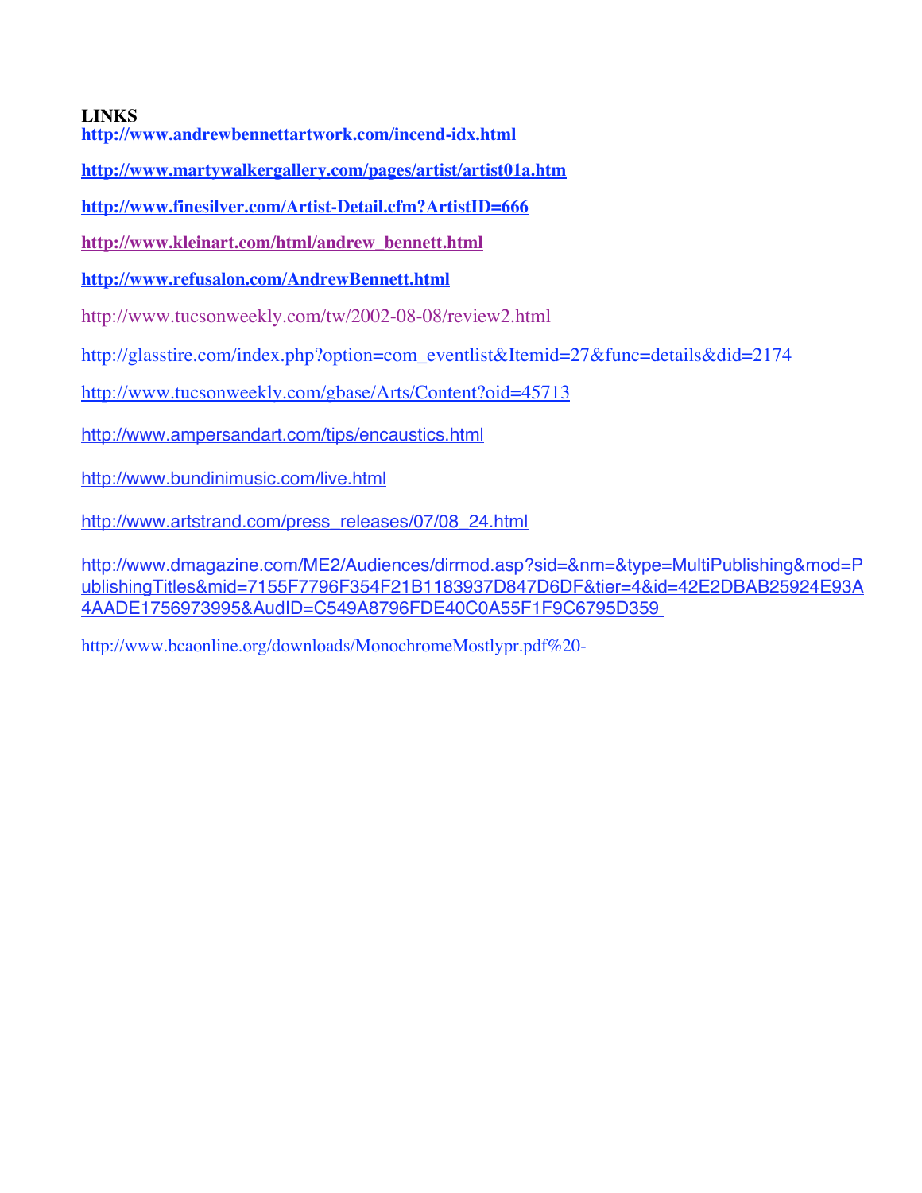**LINKS**

**http://www.andrewbennettartwork.com/incend-idx.html**

**http://www.martywalkergallery.com/pages/artist/artist01a.htm**

**http://www.finesilver.com/Artist-Detail.cfm?ArtistID=666**

**http://www.kleinart.com/html/andrew_bennett.html**

**http://www.refusalon.com/AndrewBennett.html**

http://www.tucsonweekly.com/tw/2002-08-08/review2.html

http://glasstire.com/index.php?option=com_eventlist&Itemid=27&func=details&did=2174

http://www.tucsonweekly.com/gbase/Arts/Content?oid=45713

http://www.ampersandart.com/tips/encaustics.html

http://www.bundinimusic.com/live.html

http://www.artstrand.com/press_releases/07/08_24.html

http://www.dmagazine.com/ME2/Audiences/dirmod.asp?sid=&nm=&type=MultiPublishing&mod=PublishingTitles&mid=7155F7796F354F21B1183937D847D6DF&tier=4&id=42E2DBAB25924E93A4AADE1756973995&AudID=C549A8796FDE40C0A55F1F9C6795D359

http://www.bcaonline.org/downloads/MonochromeMostlypr.pdf%20-